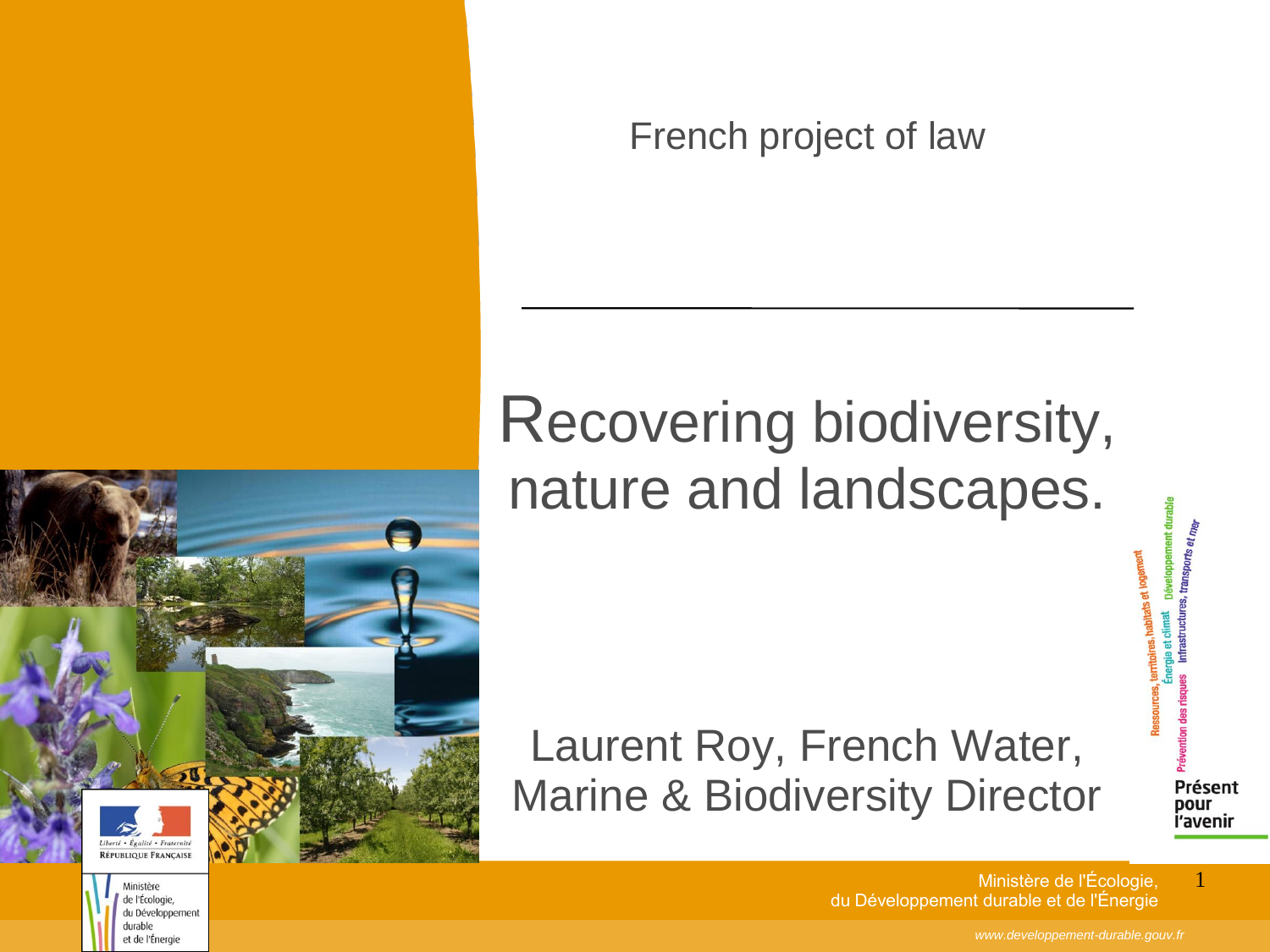French project of law

# Recovering biodiversity, nature and landscapes.

Laurent Roy, French Water, Marine & Biodiversity Director

Ressources, territoires, habitats et logement
Énergie et climat
Développement durable
Prévention des risques
Infrastructures, transports et mer

**Présent pour l'avenir**

Liberté • Égalité • Fraternité
RÉPUBLIQUE FRANÇAISE

Ministère de l'Écologie, du Développement durable et de l'Énergie

Ministère de l'Écologie, du Développement durable et de l'Énergie

*www.developpement-durable.gouv.fr*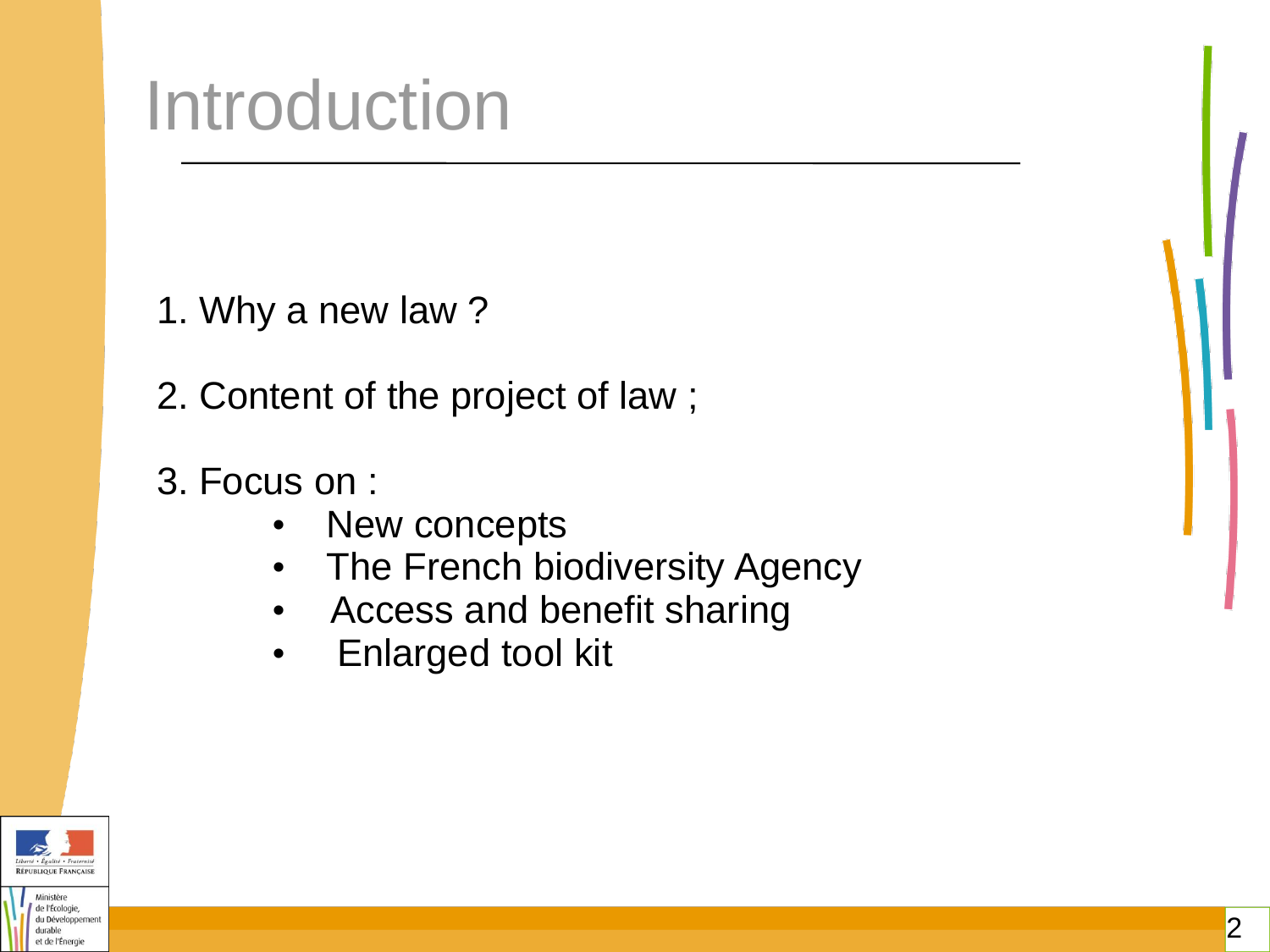# Introduction

1. Why a new law ?

2. Content of the project of law ;

3. Focus on :
   - New concepts
   - The French biodiversity Agency
   - Access and benefit sharing
   - Enlarged tool kit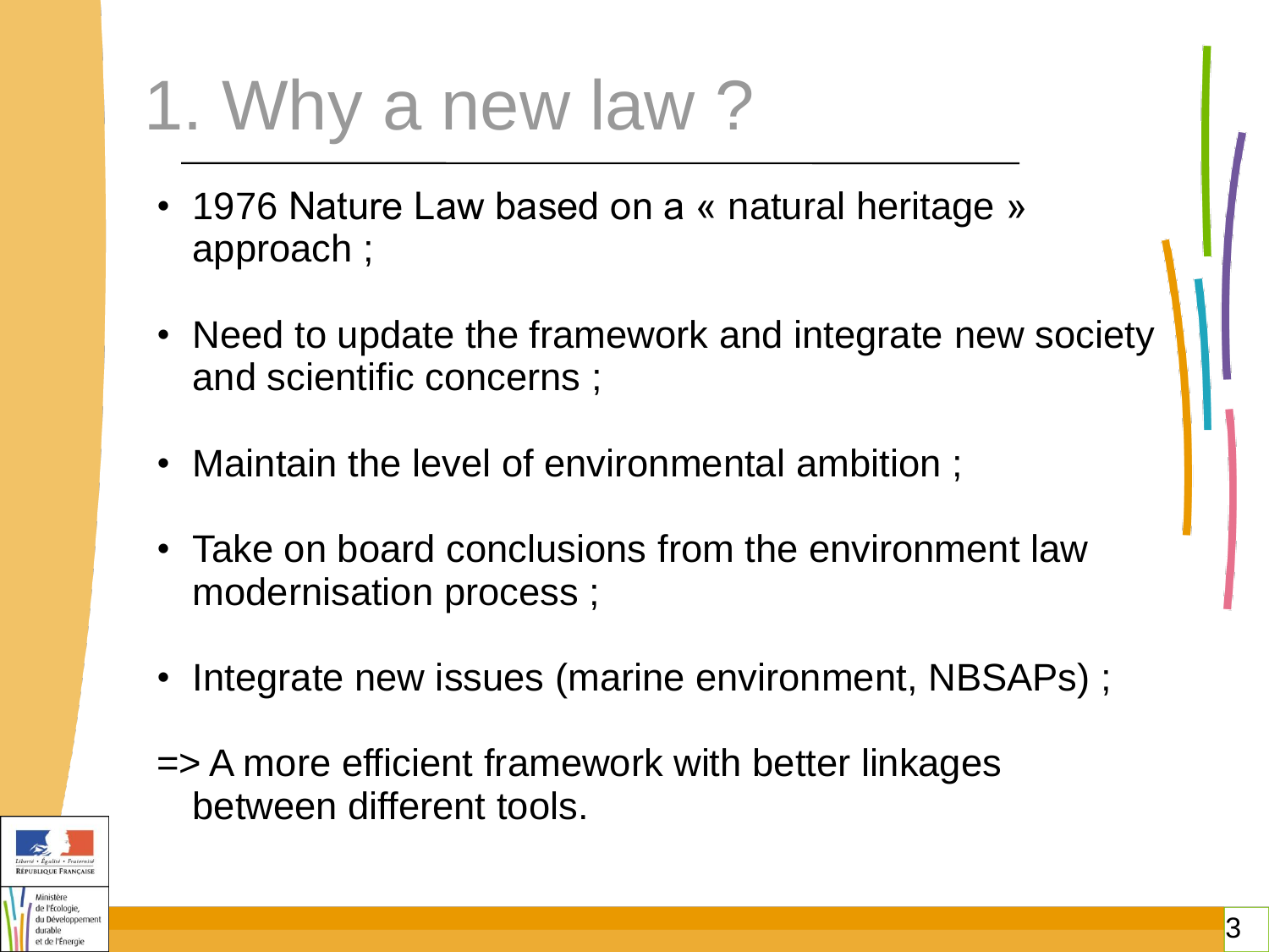# 1. Why a new law ?

- 1976 Nature Law based on a « natural heritage » approach ;
- Need to update the framework and integrate new society and scientific concerns ;
- Maintain the level of environmental ambition ;
- Take on board conclusions from the environment law modernisation process ;
- Integrate new issues (marine environment, NBSAPs) ;

=> A more efficient framework with better linkages between different tools.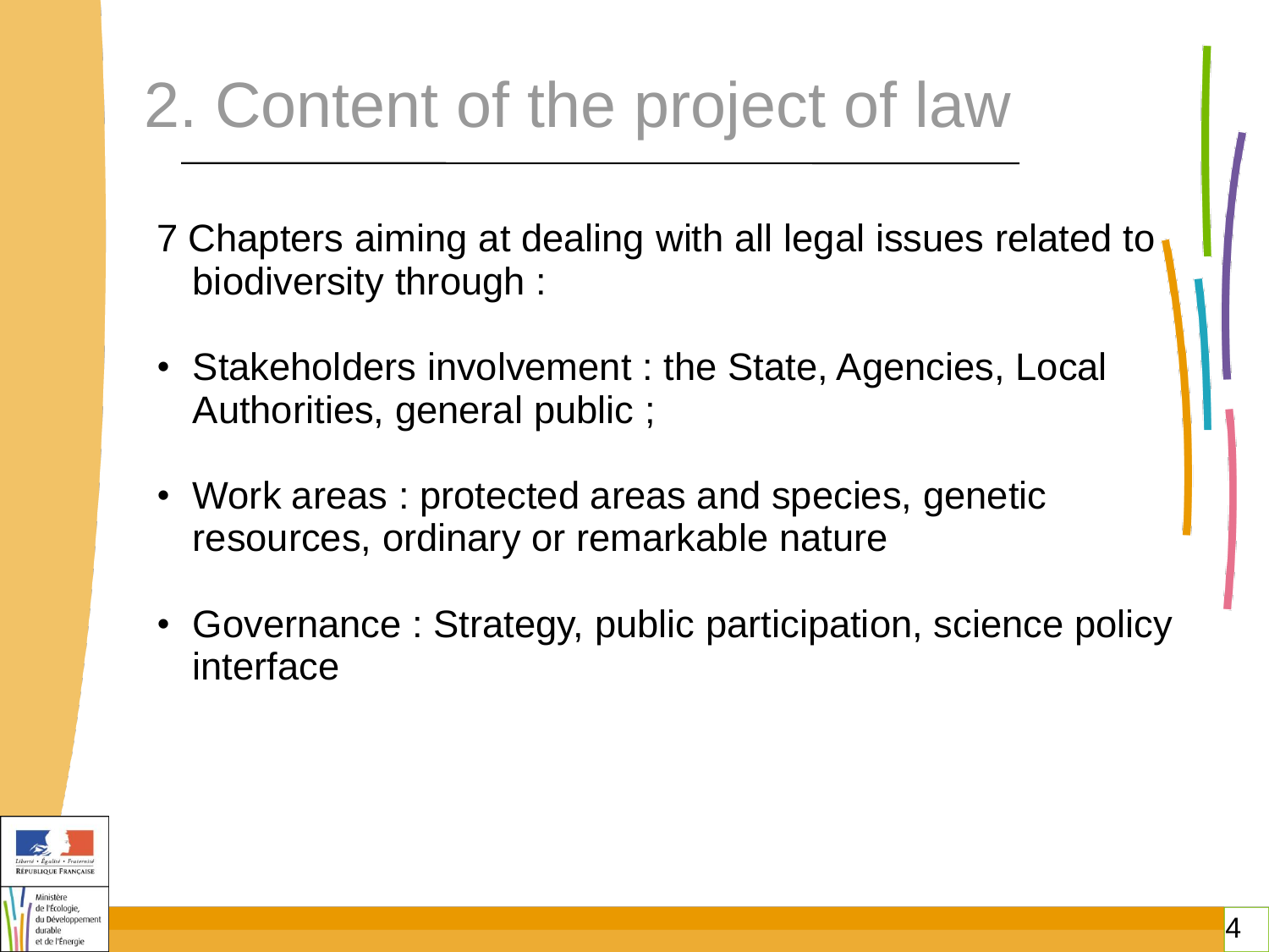# 2. Content of the project of law

7 Chapters aiming at dealing with all legal issues related to biodiversity through :

- Stakeholders involvement : the State, Agencies, Local Authorities, general public ;
- Work areas : protected areas and species, genetic resources, ordinary or remarkable nature
- Governance : Strategy, public participation, science policy interface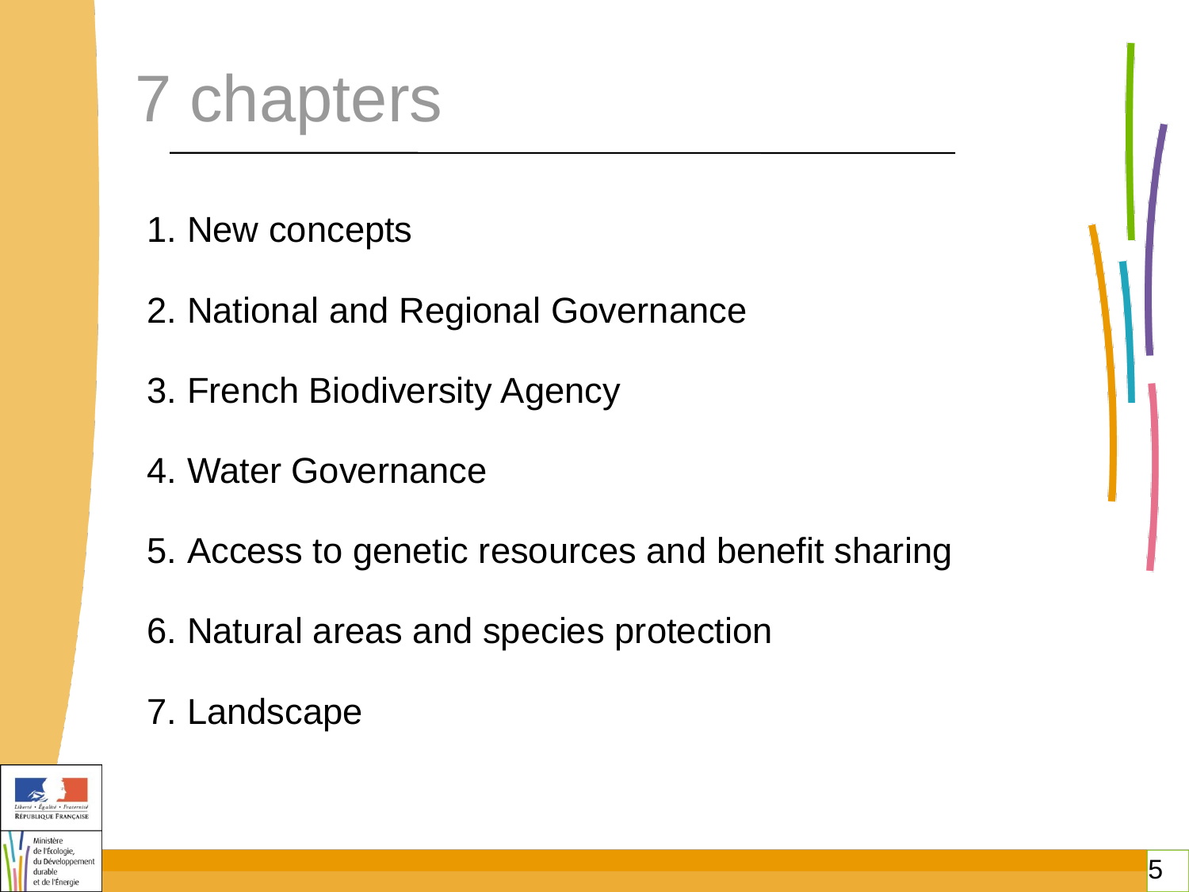# 7 chapters

1. New concepts
2. National and Regional Governance
3. French Biodiversity Agency
4. Water Governance
5. Access to genetic resources and benefit sharing
6. Natural areas and species protection
7. Landscape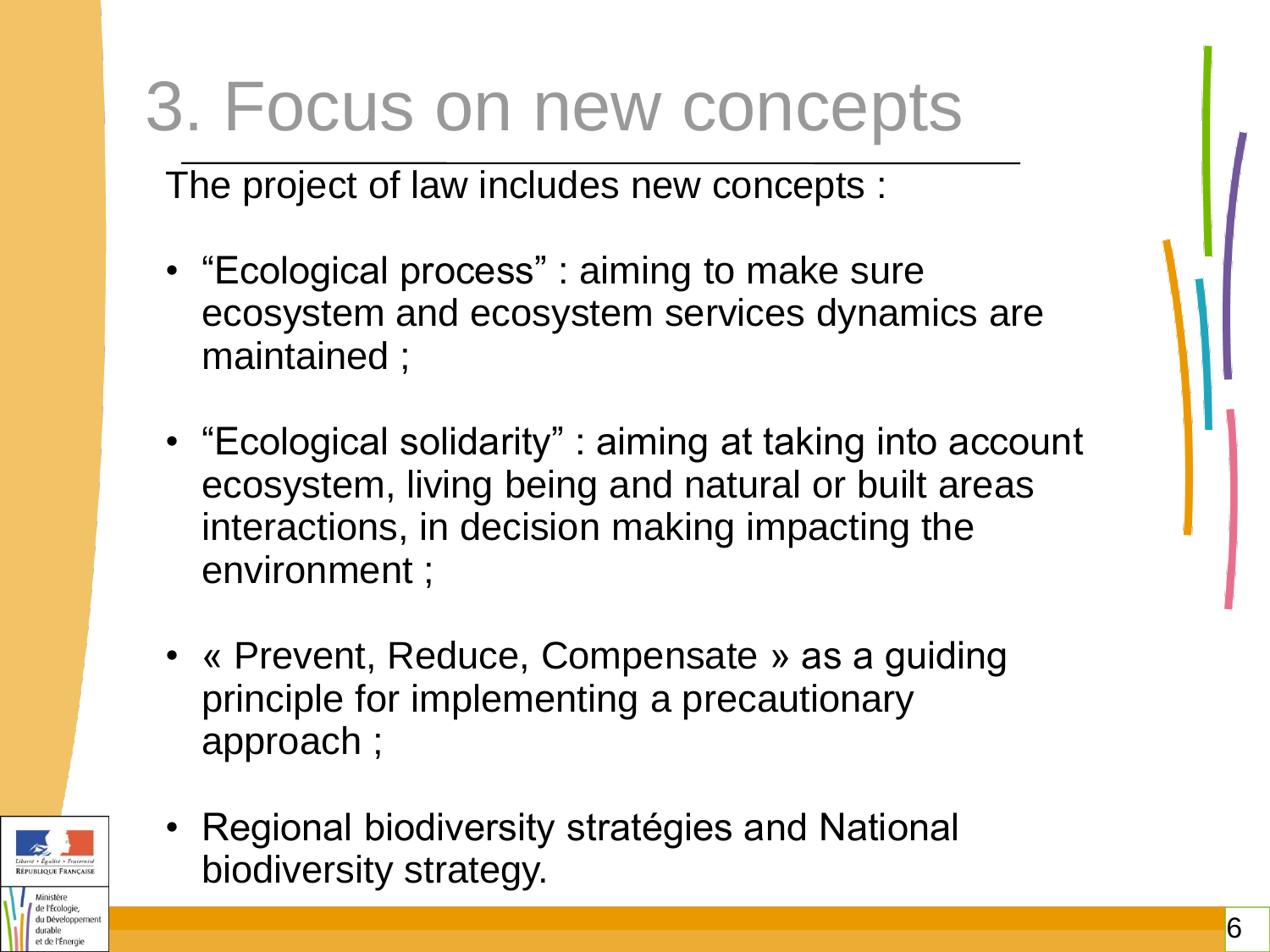# 3. Focus on new concepts

The project of law includes new concepts :

- “Ecological process” : aiming to make sure ecosystem and ecosystem services dynamics are maintained ;
- “Ecological solidarity” : aiming at taking into account ecosystem, living being and natural or built areas interactions, in decision making impacting the environment ;
- « Prevent, Reduce, Compensate » as a guiding principle for implementing a precautionary approach ;
- Regional biodiversity stratégies and National biodiversity strategy.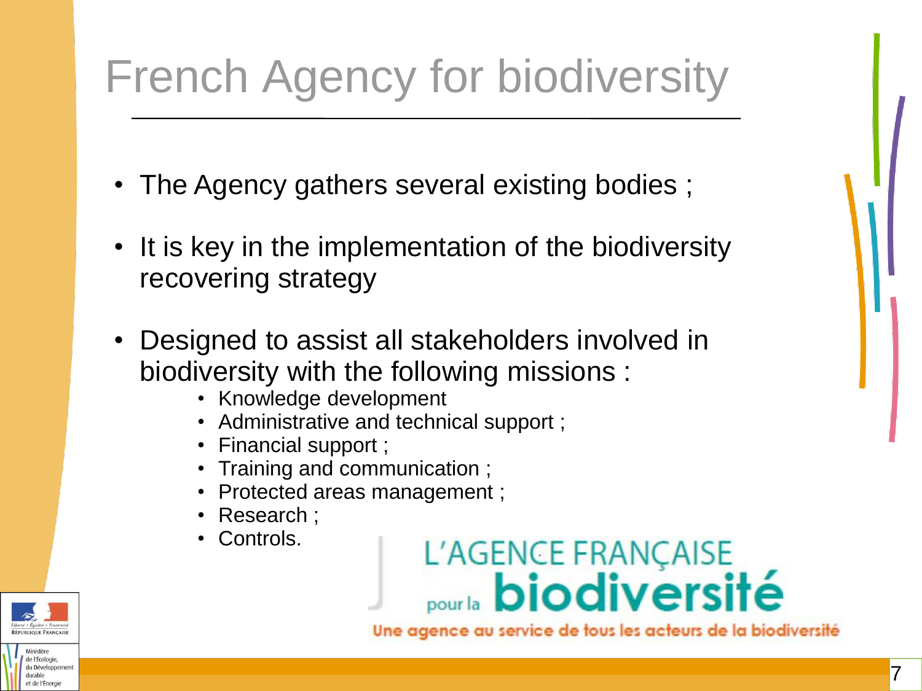# French Agency for biodiversity

- The Agency gathers several existing bodies ;
- It is key in the implementation of the biodiversity recovering strategy
- Designed to assist all stakeholders involved in biodiversity with the following missions :
  - Knowledge development
  - Administrative and technical support ;
  - Financial support ;
  - Training and communication ;
  - Protected areas management ;
  - Research ;
  - Controls.

L'AGENCE FRANÇAISE pour la biodiversité

Une agence au service de tous les acteurs de la biodiversité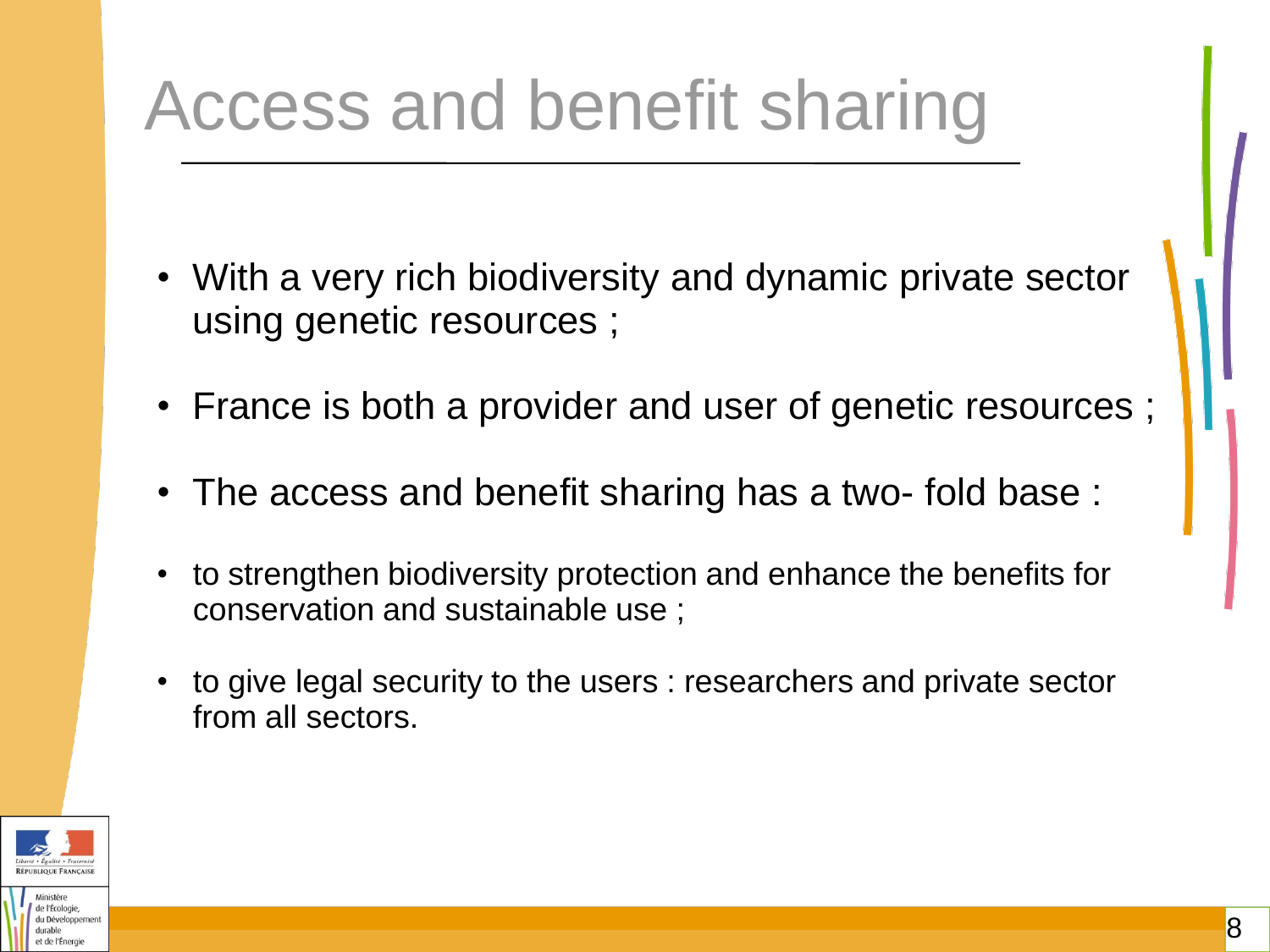# Access and benefit sharing

- With a very rich biodiversity and dynamic private sector using genetic resources ;
- France is both a provider and user of genetic resources ;
- The access and benefit sharing has a two- fold base :
- to strengthen biodiversity protection and enhance the benefits for conservation and sustainable use ;
- to give legal security to the users : researchers and private sector from all sectors.

Liberté • Égalité • Fraternité
RÉPUBLIQUE FRANÇAISE

Ministère de l'Écologie, du Développement durable et de l'Énergie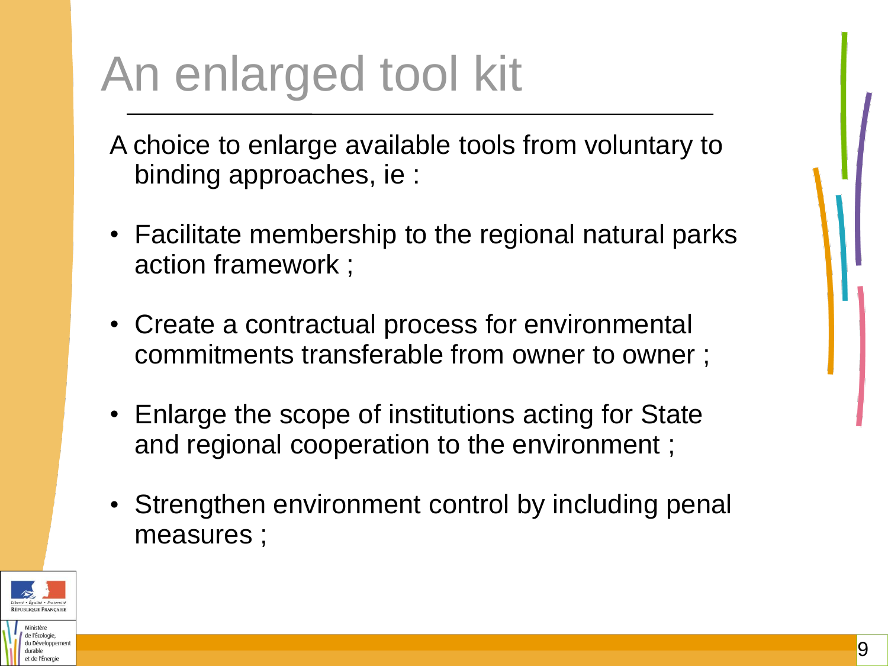# An enlarged tool kit

A choice to enlarge available tools from voluntary to binding approaches, ie :

- Facilitate membership to the regional natural parks action framework ;
- Create a contractual process for environmental commitments transferable from owner to owner ;
- Enlarge the scope of institutions acting for State and regional cooperation to the environment ;
- Strengthen environment control by including penal measures ;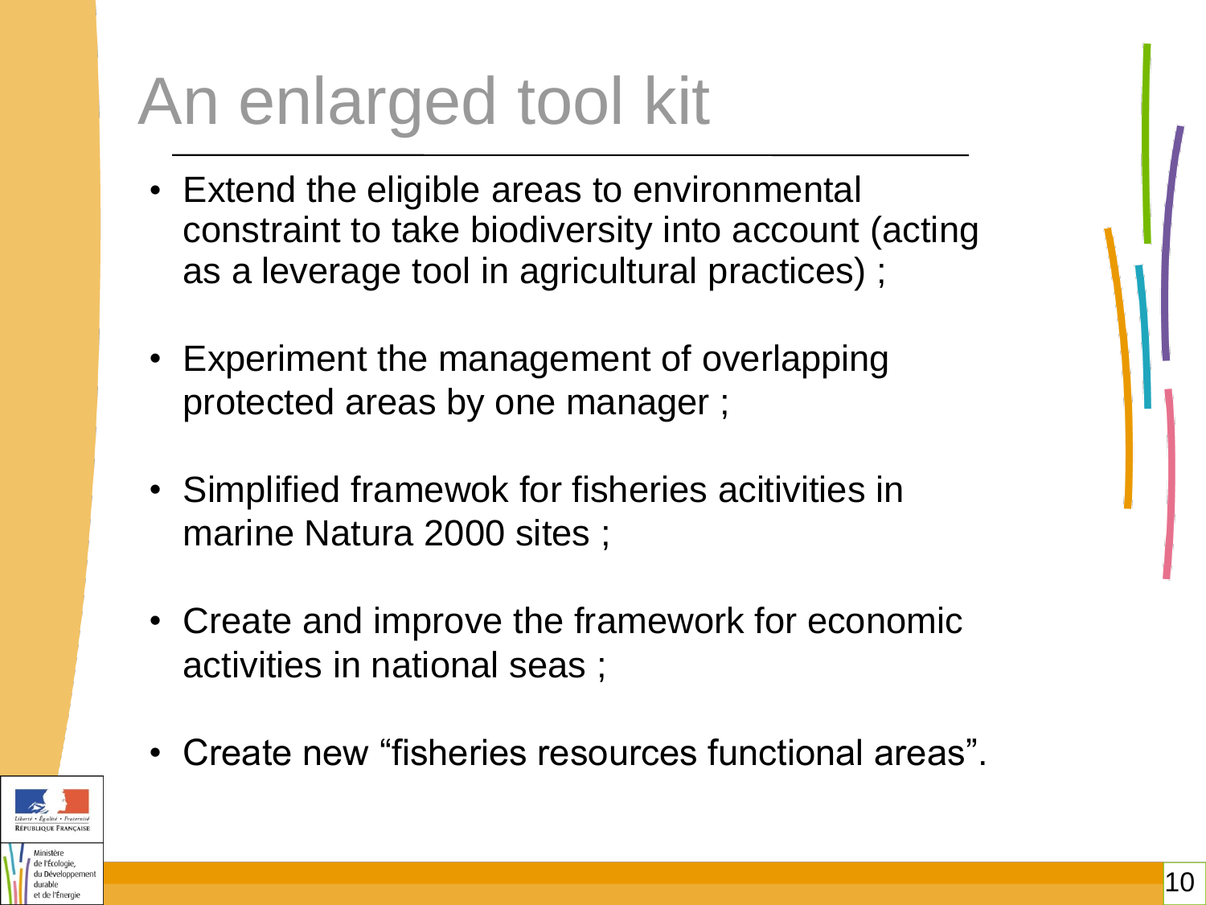# An enlarged tool kit

- Extend the eligible areas to environmental constraint to take biodiversity into account (acting as a leverage tool in agricultural practices) ;
- Experiment the management of overlapping protected areas by one manager ;
- Simplified framewok for fisheries acitivities in marine Natura 2000 sites ;
- Create and improve the framework for economic activities in national seas ;
- Create new "fisheries resources functional areas".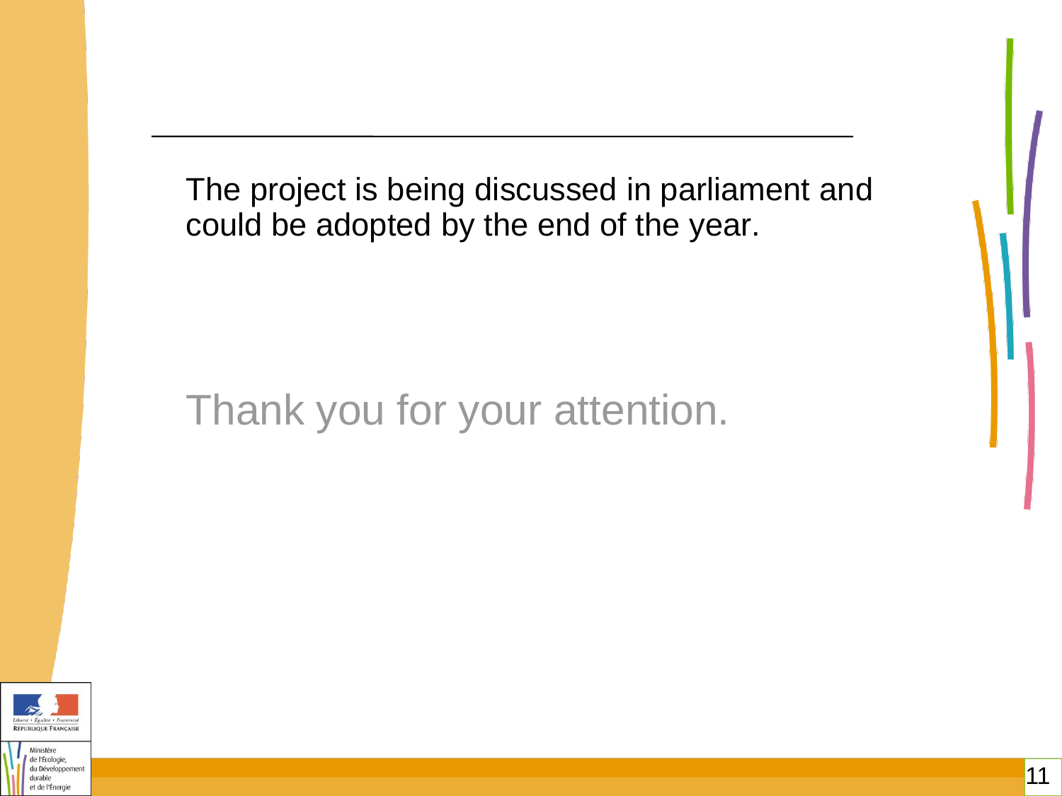The project is being discussed in parliament and could be adopted by the end of the year.

Thank you for your attention.